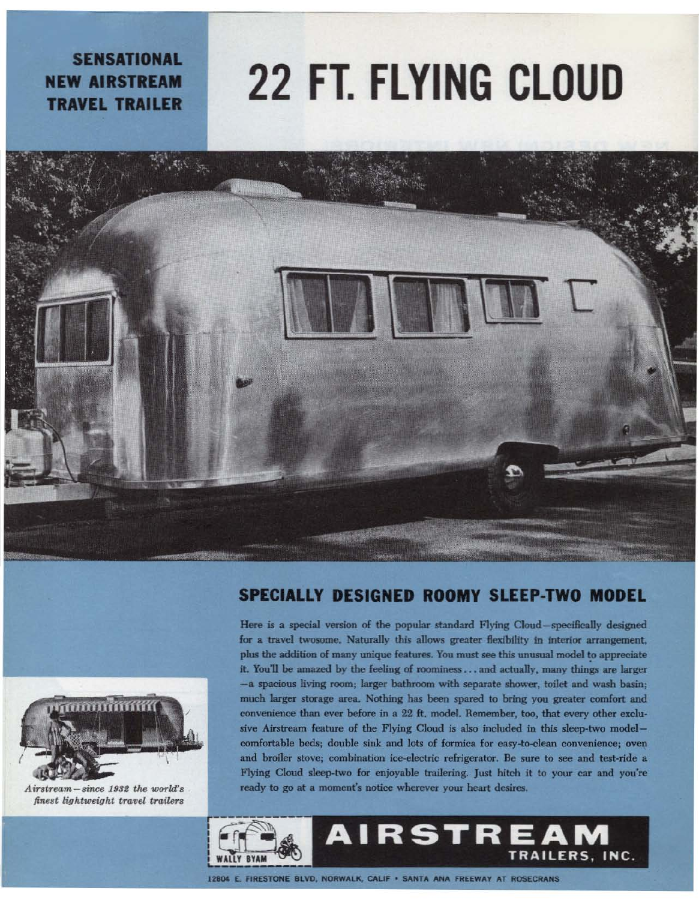**SENSATIONAL NEW AIRSTREAM TRAVEL TRAILER**

# 22 FT. FLYING CLOUD

## SPECIALLY DESIGNED ROOMY SLEEP-TWO MODEL

Here is a special version of the popular standard Flying Cloud—specifically designed for a travel twosome. Naturally this allows greater flexibility in interior arrangement, plus the addition of many unique features. You must see this unusual model to appreciate it. You'll be amazed by the feeling of roominess . . . and actually, many things are larger —a spacious living room; larger bathroom with separate shower, toilet and wash basin; much larger storage area. Nothing has been spared to bring you greater comfort and convenience than ever before in a 22 ft. model. Remember, too, that every other exclusive Airstream feature of the Flying Cloud is also included in this sleep-two model—comfortable beds; double sink and lots of formica for easy-to-clean convenience; oven and broiler stove; combination ice-electric refrigerator. Be sure to see and test-ride a Flying Cloud sleep-two for enjoyable trailering. Just hitch it to your car and you're ready to go at a moment's notice wherever your heart desires.

*Airstream—since 1932 the world's finest lightweight travel trailers*

WALLY BYAM

**AIRSTREAM TRAILERS, INC.**

12804 E. FIRESTONE BLVD, NORWALK, CALIF • SANTA ANA FREEWAY AT ROSECRANS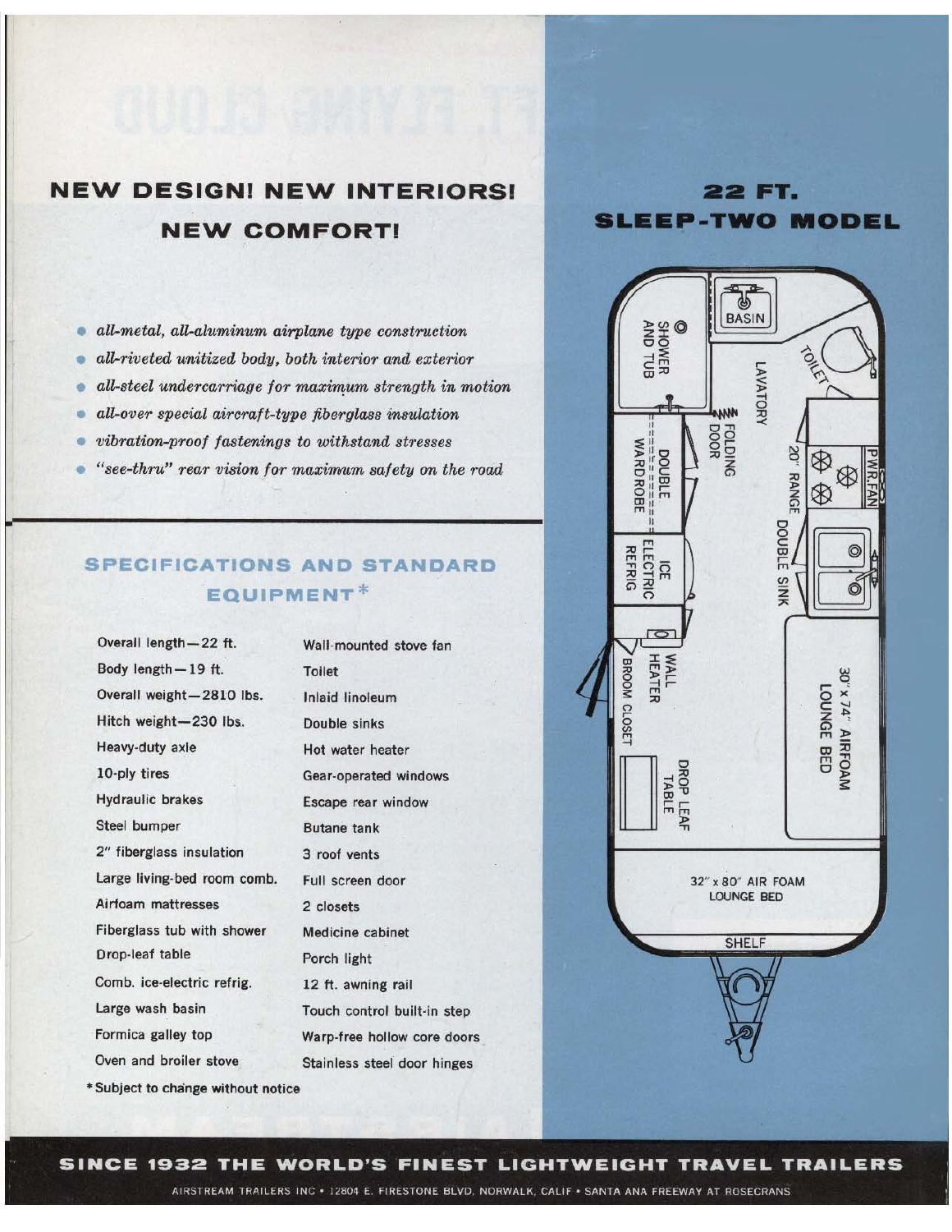## NEW DESIGN! NEW INTERIORS! NEW COMFORT!

- *all-metal, all-aluminum airplane type construction*
- *all-riveted unitized body, both interior and exterior*
- *all-steel undercarriage for maximum strength in motion*
- *all-over special aircraft-type fiberglass insulation*
- *vibration-proof fastenings to withstand stresses*
- *"see-thru" rear vision for maximum safety on the road*

## SPECIFICATIONS AND STANDARD EQUIPMENT*

| | |
|---|---|
| Overall length—22 ft. | Wall-mounted stove fan |
| Body length—19 ft. | Toilet |
| Overall weight—2810 lbs. | Inlaid linoleum |
| Hitch weight—230 lbs. | Double sinks |
| Heavy-duty axle | Hot water heater |
| 10-ply tires | Gear-operated windows |
| Hydraulic brakes | Escape rear window |
| Steel bumper | Butane tank |
| 2" fiberglass insulation | 3 roof vents |
| Large living-bed room comb. | Full screen door |
| Airfoam mattresses | 2 closets |
| Fiberglass tub with shower | Medicine cabinet |
| Drop-leaf table | Porch light |
| Comb. ice-electric refrig. | 12 ft. awning rail |
| Large wash basin | Touch control built-in step |
| Formica galley top | Warp-free hollow core doors |
| Oven and broiler stove | Stainless steel door hinges |

*Subject to change without notice

## 22 FT. SLEEP-TWO MODEL

BASIN
SHOWER AND TUB
TOILET
LAVATORY
FOLDING DOOR
DOUBLE WARDROBE
20" RANGE
PWR.FAN
DOUBLE SINK
ICE ELECTRIC REFRIG
WALL HEATER
BROOM CLOSET
30" x 74" AIRFOAM LOUNGE BED
DROP LEAF TABLE
32" x 80" AIR FOAM LOUNGE BED
SHELF

**SINCE 1932 THE WORLD'S FINEST LIGHTWEIGHT TRAVEL TRAILERS**

AIRSTREAM TRAILERS INC • 12804 E. FIRESTONE BLVD, NORWALK, CALIF • SANTA ANA FREEWAY AT ROSECRANS